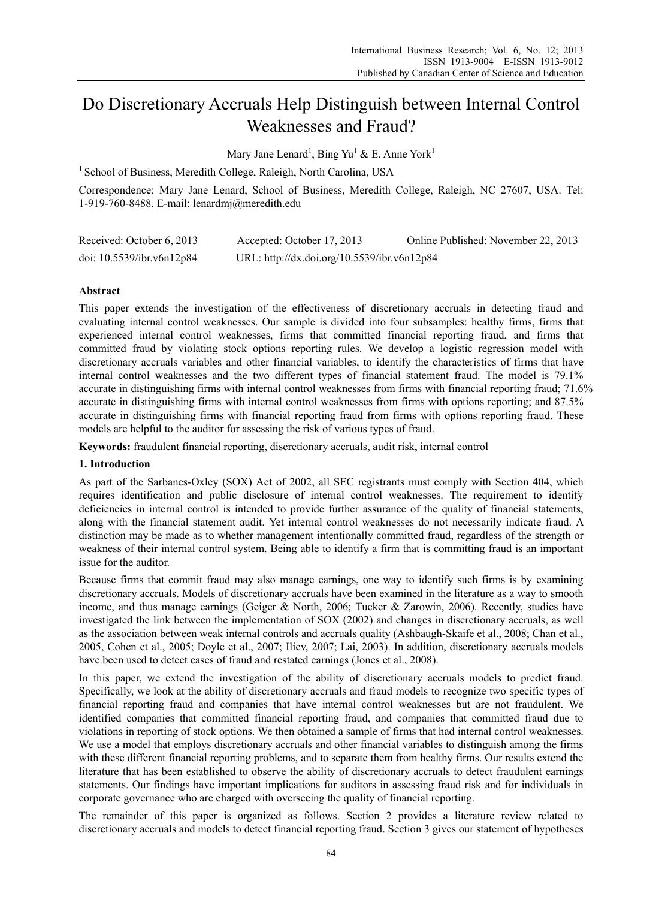# Do Discretionary Accruals Help Distinguish between Internal Control Weaknesses and Fraud?

Mary Jane Lenard[1], Bing Yu[1] & E. Anne York[1]

[1] School of Business, Meredith College, Raleigh, North Carolina, USA

Correspondence: Mary Jane Lenard, School of Business, Meredith College, Raleigh, NC 27607, USA. Tel: 1-919-760-8488. E-mail: lenardmj@meredith.edu

Received: October 6, 2013 Accepted: October 17, 2013 Online Published: November 22, 2013

doi: 10.5539/ibr.v6n12p84 URL: http://dx.doi.org/10.5539/ibr.v6n12p84

## Abstract

This paper extends the investigation of the effectiveness of discretionary accruals in detecting fraud and evaluating internal control weaknesses. Our sample is divided into four subsamples: healthy firms, firms that experienced internal control weaknesses, firms that committed financial reporting fraud, and firms that committed fraud by violating stock options reporting rules. We develop a logistic regression model with discretionary accruals variables and other financial variables, to identify the characteristics of firms that have internal control weaknesses and the two different types of financial statement fraud. The model is 79.1% accurate in distinguishing firms with internal control weaknesses from firms with financial reporting fraud; 71.6% accurate in distinguishing firms with internal control weaknesses from firms with options reporting; and 87.5% accurate in distinguishing firms with financial reporting fraud from firms with options reporting fraud. These models are helpful to the auditor for assessing the risk of various types of fraud.

**Keywords:** fraudulent financial reporting, discretionary accruals, audit risk, internal control

## 1. Introduction

As part of the Sarbanes-Oxley (SOX) Act of 2002, all SEC registrants must comply with Section 404, which requires identification and public disclosure of internal control weaknesses. The requirement to identify deficiencies in internal control is intended to provide further assurance of the quality of financial statements, along with the financial statement audit. Yet internal control weaknesses do not necessarily indicate fraud. A distinction may be made as to whether management intentionally committed fraud, regardless of the strength or weakness of their internal control system. Being able to identify a firm that is committing fraud is an important issue for the auditor.

Because firms that commit fraud may also manage earnings, one way to identify such firms is by examining discretionary accruals. Models of discretionary accruals have been examined in the literature as a way to smooth income, and thus manage earnings (Geiger & North, 2006; Tucker & Zarowin, 2006). Recently, studies have investigated the link between the implementation of SOX (2002) and changes in discretionary accruals, as well as the association between weak internal controls and accruals quality (Ashbaugh-Skaife et al., 2008; Chan et al., 2005, Cohen et al., 2005; Doyle et al., 2007; Iliev, 2007; Lai, 2003). In addition, discretionary accruals models have been used to detect cases of fraud and restated earnings (Jones et al., 2008).

In this paper, we extend the investigation of the ability of discretionary accruals models to predict fraud. Specifically, we look at the ability of discretionary accruals and fraud models to recognize two specific types of financial reporting fraud and companies that have internal control weaknesses but are not fraudulent. We identified companies that committed financial reporting fraud, and companies that committed fraud due to violations in reporting of stock options. We then obtained a sample of firms that had internal control weaknesses. We use a model that employs discretionary accruals and other financial variables to distinguish among the firms with these different financial reporting problems, and to separate them from healthy firms. Our results extend the literature that has been established to observe the ability of discretionary accruals to detect fraudulent earnings statements. Our findings have important implications for auditors in assessing fraud risk and for individuals in corporate governance who are charged with overseeing the quality of financial reporting.

The remainder of this paper is organized as follows. Section 2 provides a literature review related to discretionary accruals and models to detect financial reporting fraud. Section 3 gives our statement of hypotheses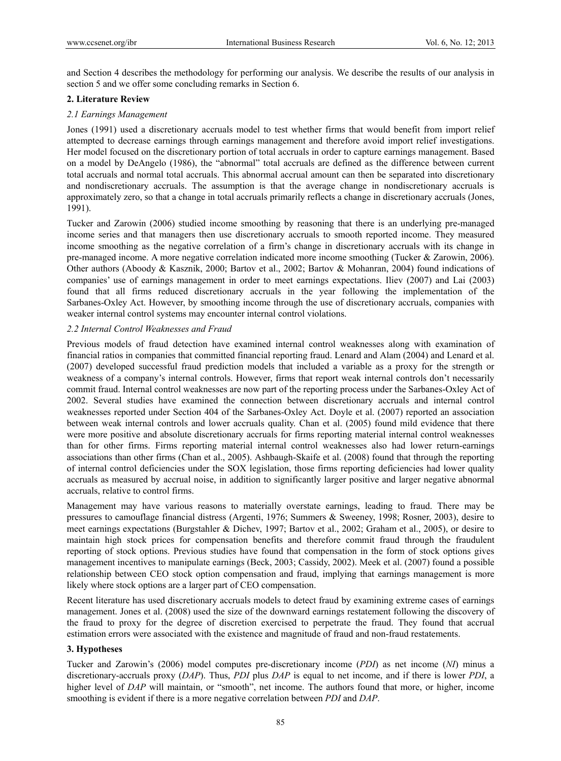and Section 4 describes the methodology for performing our analysis. We describe the results of our analysis in section 5 and we offer some concluding remarks in Section 6.

## 2. Literature Review

### 2.1 Earnings Management

Jones (1991) used a discretionary accruals model to test whether firms that would benefit from import relief attempted to decrease earnings through earnings management and therefore avoid import relief investigations. Her model focused on the discretionary portion of total accruals in order to capture earnings management. Based on a model by DeAngelo (1986), the "abnormal" total accruals are defined as the difference between current total accruals and normal total accruals. This abnormal accrual amount can then be separated into discretionary and nondiscretionary accruals. The assumption is that the average change in nondiscretionary accruals is approximately zero, so that a change in total accruals primarily reflects a change in discretionary accruals (Jones, 1991).

Tucker and Zarowin (2006) studied income smoothing by reasoning that there is an underlying pre-managed income series and that managers then use discretionary accruals to smooth reported income. They measured income smoothing as the negative correlation of a firm's change in discretionary accruals with its change in pre-managed income. A more negative correlation indicated more income smoothing (Tucker & Zarowin, 2006). Other authors (Aboody & Kasznik, 2000; Bartov et al., 2002; Bartov & Mohanran, 2004) found indications of companies' use of earnings management in order to meet earnings expectations. Iliev (2007) and Lai (2003) found that all firms reduced discretionary accruals in the year following the implementation of the Sarbanes-Oxley Act. However, by smoothing income through the use of discretionary accruals, companies with weaker internal control systems may encounter internal control violations.

### 2.2 Internal Control Weaknesses and Fraud

Previous models of fraud detection have examined internal control weaknesses along with examination of financial ratios in companies that committed financial reporting fraud. Lenard and Alam (2004) and Lenard et al. (2007) developed successful fraud prediction models that included a variable as a proxy for the strength or weakness of a company's internal controls. However, firms that report weak internal controls don't necessarily commit fraud. Internal control weaknesses are now part of the reporting process under the Sarbanes-Oxley Act of 2002. Several studies have examined the connection between discretionary accruals and internal control weaknesses reported under Section 404 of the Sarbanes-Oxley Act. Doyle et al. (2007) reported an association between weak internal controls and lower accruals quality. Chan et al. (2005) found mild evidence that there were more positive and absolute discretionary accruals for firms reporting material internal control weaknesses than for other firms. Firms reporting material internal control weaknesses also had lower return-earnings associations than other firms (Chan et al., 2005). Ashbaugh-Skaife et al. (2008) found that through the reporting of internal control deficiencies under the SOX legislation, those firms reporting deficiencies had lower quality accruals as measured by accrual noise, in addition to significantly larger positive and larger negative abnormal accruals, relative to control firms.

Management may have various reasons to materially overstate earnings, leading to fraud. There may be pressures to camouflage financial distress (Argenti, 1976; Summers & Sweeney, 1998; Rosner, 2003), desire to meet earnings expectations (Burgstahler & Dichev, 1997; Bartov et al., 2002; Graham et al., 2005), or desire to maintain high stock prices for compensation benefits and therefore commit fraud through the fraudulent reporting of stock options. Previous studies have found that compensation in the form of stock options gives management incentives to manipulate earnings (Beck, 2003; Cassidy, 2002). Meek et al. (2007) found a possible relationship between CEO stock option compensation and fraud, implying that earnings management is more likely where stock options are a larger part of CEO compensation.

Recent literature has used discretionary accruals models to detect fraud by examining extreme cases of earnings management. Jones et al. (2008) used the size of the downward earnings restatement following the discovery of the fraud to proxy for the degree of discretion exercised to perpetrate the fraud. They found that accrual estimation errors were associated with the existence and magnitude of fraud and non-fraud restatements.

## 3. Hypotheses

Tucker and Zarowin's (2006) model computes pre-discretionary income (*PDI*) as net income (*NI*) minus a discretionary-accruals proxy (*DAP*). Thus, *PDI* plus *DAP* is equal to net income, and if there is lower *PDI*, a higher level of *DAP* will maintain, or "smooth", net income. The authors found that more, or higher, income smoothing is evident if there is a more negative correlation between *PDI* and *DAP*.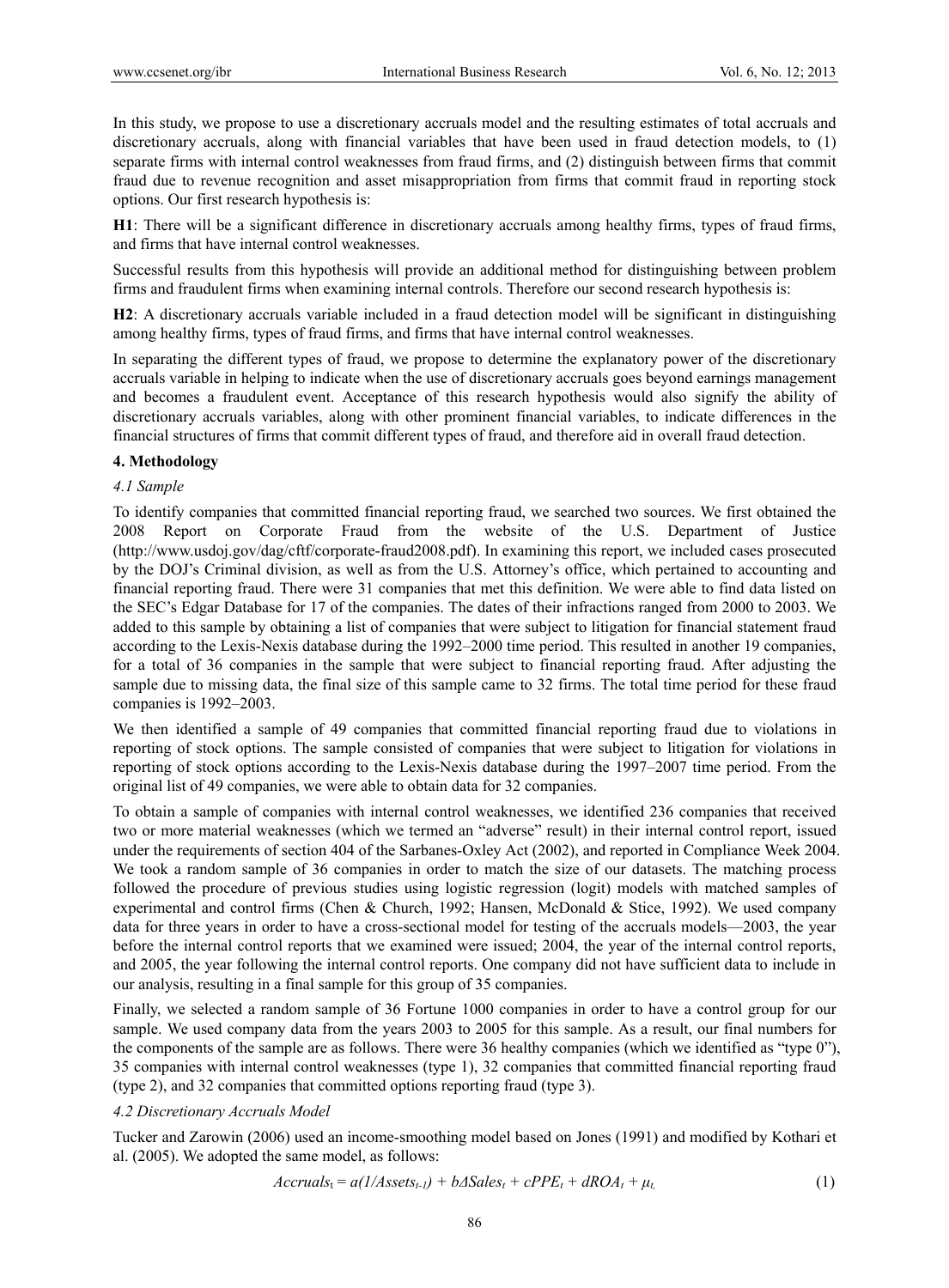In this study, we propose to use a discretionary accruals model and the resulting estimates of total accruals and discretionary accruals, along with financial variables that have been used in fraud detection models, to (1) separate firms with internal control weaknesses from fraud firms, and (2) distinguish between firms that commit fraud due to revenue recognition and asset misappropriation from firms that commit fraud in reporting stock options. Our first research hypothesis is:

**H1**: There will be a significant difference in discretionary accruals among healthy firms, types of fraud firms, and firms that have internal control weaknesses.

Successful results from this hypothesis will provide an additional method for distinguishing between problem firms and fraudulent firms when examining internal controls. Therefore our second research hypothesis is:

**H2**: A discretionary accruals variable included in a fraud detection model will be significant in distinguishing among healthy firms, types of fraud firms, and firms that have internal control weaknesses.

In separating the different types of fraud, we propose to determine the explanatory power of the discretionary accruals variable in helping to indicate when the use of discretionary accruals goes beyond earnings management and becomes a fraudulent event. Acceptance of this research hypothesis would also signify the ability of discretionary accruals variables, along with other prominent financial variables, to indicate differences in the financial structures of firms that commit different types of fraud, and therefore aid in overall fraud detection.

## 4. Methodology

### *4.1 Sample*

To identify companies that committed financial reporting fraud, we searched two sources. We first obtained the 2008 Report on Corporate Fraud from the website of the U.S. Department of Justice (http://www.usdoj.gov/dag/cftf/corporate-fraud2008.pdf). In examining this report, we included cases prosecuted by the DOJ's Criminal division, as well as from the U.S. Attorney's office, which pertained to accounting and financial reporting fraud. There were 31 companies that met this definition. We were able to find data listed on the SEC's Edgar Database for 17 of the companies. The dates of their infractions ranged from 2000 to 2003. We added to this sample by obtaining a list of companies that were subject to litigation for financial statement fraud according to the Lexis-Nexis database during the 1992–2000 time period. This resulted in another 19 companies, for a total of 36 companies in the sample that were subject to financial reporting fraud. After adjusting the sample due to missing data, the final size of this sample came to 32 firms. The total time period for these fraud companies is 1992–2003.

We then identified a sample of 49 companies that committed financial reporting fraud due to violations in reporting of stock options. The sample consisted of companies that were subject to litigation for violations in reporting of stock options according to the Lexis-Nexis database during the 1997–2007 time period. From the original list of 49 companies, we were able to obtain data for 32 companies.

To obtain a sample of companies with internal control weaknesses, we identified 236 companies that received two or more material weaknesses (which we termed an "adverse" result) in their internal control report, issued under the requirements of section 404 of the Sarbanes-Oxley Act (2002), and reported in Compliance Week 2004. We took a random sample of 36 companies in order to match the size of our datasets. The matching process followed the procedure of previous studies using logistic regression (logit) models with matched samples of experimental and control firms (Chen & Church, 1992; Hansen, McDonald & Stice, 1992). We used company data for three years in order to have a cross-sectional model for testing of the accruals models—2003, the year before the internal control reports that we examined were issued; 2004, the year of the internal control reports, and 2005, the year following the internal control reports. One company did not have sufficient data to include in our analysis, resulting in a final sample for this group of 35 companies.

Finally, we selected a random sample of 36 Fortune 1000 companies in order to have a control group for our sample. We used company data from the years 2003 to 2005 for this sample. As a result, our final numbers for the components of the sample are as follows. There were 36 healthy companies (which we identified as "type 0"), 35 companies with internal control weaknesses (type 1), 32 companies that committed financial reporting fraud (type 2), and 32 companies that committed options reporting fraud (type 3).

### *4.2 Discretionary Accruals Model*

Tucker and Zarowin (2006) used an income-smoothing model based on Jones (1991) and modified by Kothari et al. (2005). We adopted the same model, as follows:

$$Accruals_t = a(1/Assets_{t-1}) + b\Delta Sales_t + cPPE_t + dROA_t + \mu_t \tag{1}$$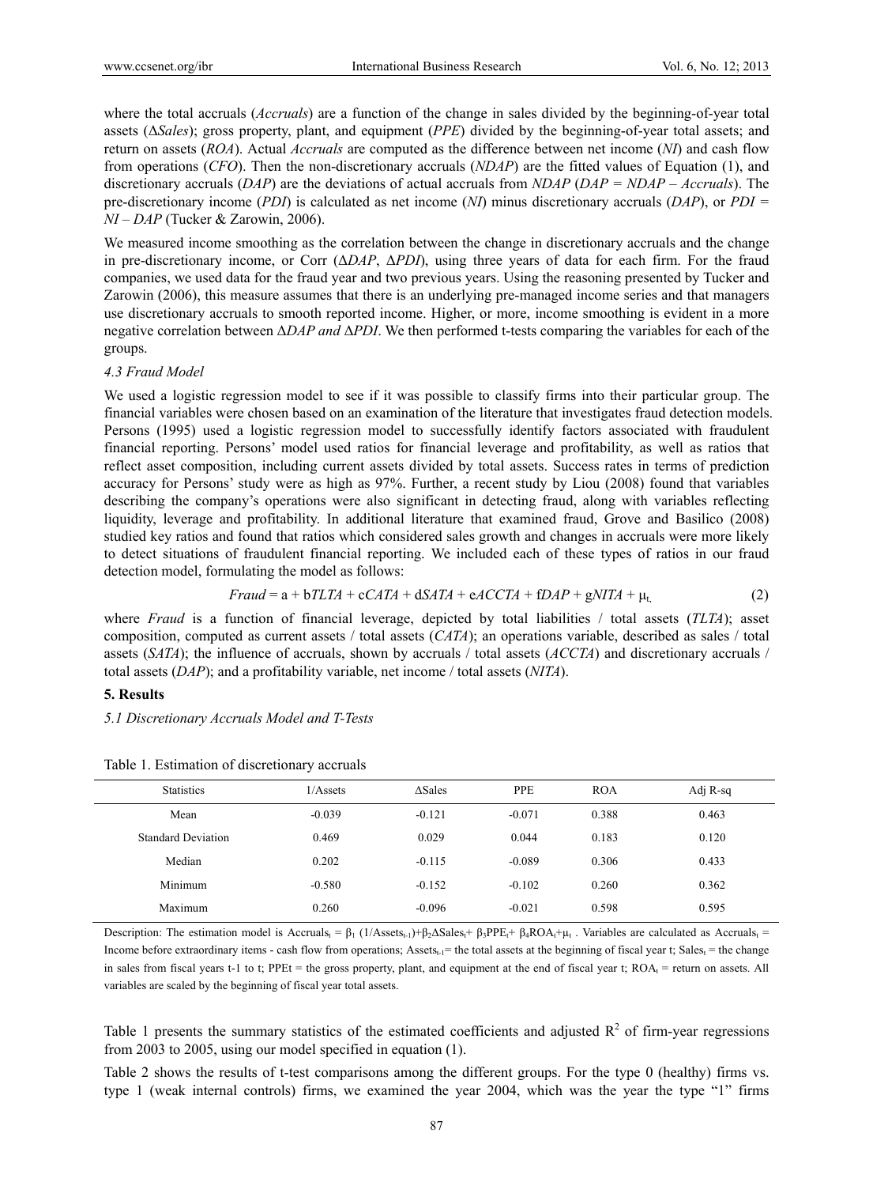where the total accruals (*Accruals*) are a function of the change in sales divided by the beginning-of-year total assets ($\Delta Sales$); gross property, plant, and equipment (*PPE*) divided by the beginning-of-year total assets; and return on assets (*ROA*). Actual *Accruals* are computed as the difference between net income (*NI*) and cash flow from operations (*CFO*). Then the non-discretionary accruals (*NDAP*) are the fitted values of Equation (1), and discretionary accruals (*DAP*) are the deviations of actual accruals from *NDAP* ($DAP = NDAP - Accruals$). The pre-discretionary income (*PDI*) is calculated as net income (*NI*) minus discretionary accruals (*DAP*), or $PDI = NI - DAP$ (Tucker & Zarowin, 2006).

We measured income smoothing as the correlation between the change in discretionary accruals and the change in pre-discretionary income, or Corr ($\Delta DAP$, $\Delta PDI$), using three years of data for each firm. For the fraud companies, we used data for the fraud year and two previous years. Using the reasoning presented by Tucker and Zarowin (2006), this measure assumes that there is an underlying pre-managed income series and that managers use discretionary accruals to smooth reported income. Higher, or more, income smoothing is evident in a more negative correlation between $\Delta DAP$ *and* $\Delta PDI$. We then performed t-tests comparing the variables for each of the groups.

*4.3 Fraud Model*

We used a logistic regression model to see if it was possible to classify firms into their particular group. The financial variables were chosen based on an examination of the literature that investigates fraud detection models. Persons (1995) used a logistic regression model to successfully identify factors associated with fraudulent financial reporting. Persons' model used ratios for financial leverage and profitability, as well as ratios that reflect asset composition, including current assets divided by total assets. Success rates in terms of prediction accuracy for Persons' study were as high as 97%. Further, a recent study by Liou (2008) found that variables describing the company's operations were also significant in detecting fraud, along with variables reflecting liquidity, leverage and profitability. In additional literature that examined fraud, Grove and Basilico (2008) studied key ratios and found that ratios which considered sales growth and changes in accruals were more likely to detect situations of fraudulent financial reporting. We included each of these types of ratios in our fraud detection model, formulating the model as follows:

$$Fraud = a + bTLTA + cCATA + dSATA + eACCTA + fDAP + gNITA + \mu_{t,} \quad (2)$$

where *Fraud* is a function of financial leverage, depicted by total liabilities / total assets (*TLTA*); asset composition, computed as current assets / total assets (*CATA*); an operations variable, described as sales / total assets (*SATA*); the influence of accruals, shown by accruals / total assets (*ACCTA*) and discretionary accruals / total assets (*DAP*); and a profitability variable, net income / total assets (*NITA*).

## 5. Results

*5.1 Discretionary Accruals Model and T-Tests*

Table 1. Estimation of discretionary accruals

| Statistics | 1/Assets | ΔSales | PPE | ROA | Adj R-sq |
|---|---|---|---|---|---|
| Mean | -0.039 | -0.121 | -0.071 | 0.388 | 0.463 |
| Standard Deviation | 0.469 | 0.029 | 0.044 | 0.183 | 0.120 |
| Median | 0.202 | -0.115 | -0.089 | 0.306 | 0.433 |
| Minimum | -0.580 | -0.152 | -0.102 | 0.260 | 0.362 |
| Maximum | 0.260 | -0.096 | -0.021 | 0.598 | 0.595 |

Description: The estimation model is $Accruals_t = \beta_1 (1/Assets_{t-1}) + \beta_2 \Delta Sales_t + \beta_3 PPE_t + \beta_4 ROA_t + \mu_t$. Variables are calculated as $Accruals_t$ = Income before extraordinary items - cash flow from operations; $Assets_{t-1}$= the total assets at the beginning of fiscal year t; $Sales_t$ = the change in sales from fiscal years t-1 to t; PPEt = the gross property, plant, and equipment at the end of fiscal year t; $ROA_t$ = return on assets. All variables are scaled by the beginning of fiscal year total assets.

Table 1 presents the summary statistics of the estimated coefficients and adjusted $R^2$ of firm-year regressions from 2003 to 2005, using our model specified in equation (1).

Table 2 shows the results of t-test comparisons among the different groups. For the type 0 (healthy) firms vs. type 1 (weak internal controls) firms, we examined the year 2004, which was the year the type "1" firms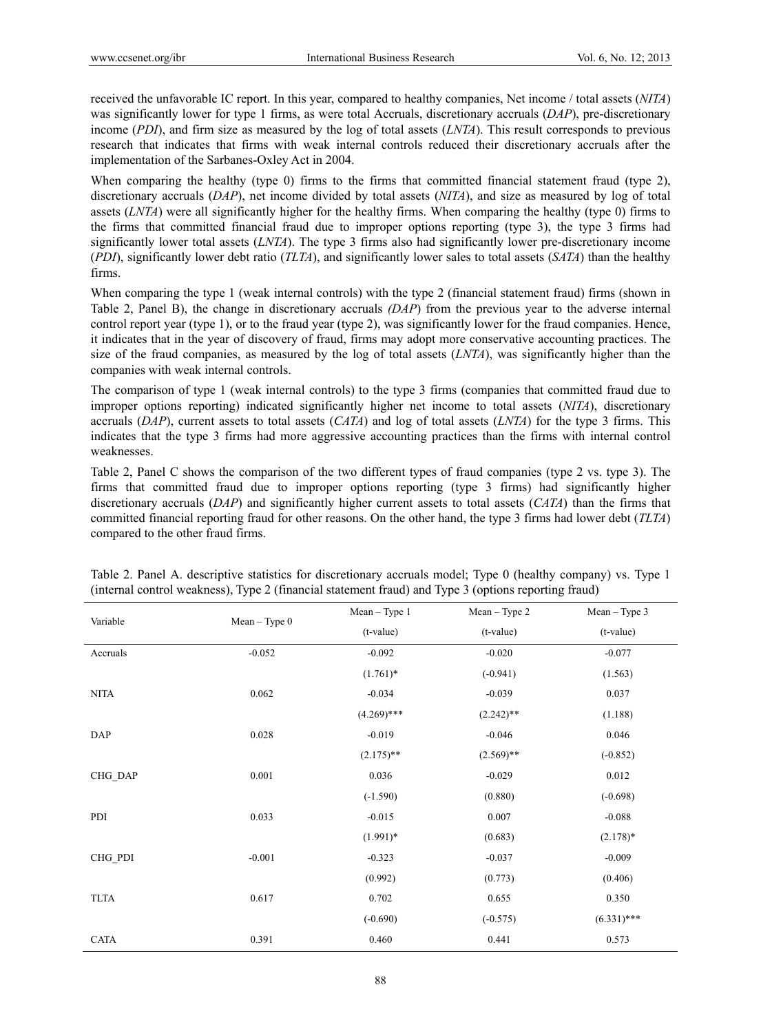received the unfavorable IC report. In this year, compared to healthy companies, Net income / total assets (*NITA*) was significantly lower for type 1 firms, as were total Accruals, discretionary accruals (*DAP*), pre-discretionary income (*PDI*), and firm size as measured by the log of total assets (*LNTA*). This result corresponds to previous research that indicates that firms with weak internal controls reduced their discretionary accruals after the implementation of the Sarbanes-Oxley Act in 2004.

When comparing the healthy (type 0) firms to the firms that committed financial statement fraud (type 2), discretionary accruals (*DAP*), net income divided by total assets (*NITA*), and size as measured by log of total assets (*LNTA*) were all significantly higher for the healthy firms. When comparing the healthy (type 0) firms to the firms that committed financial fraud due to improper options reporting (type 3), the type 3 firms had significantly lower total assets (*LNTA*). The type 3 firms also had significantly lower pre-discretionary income (*PDI*), significantly lower debt ratio (*TLTA*), and significantly lower sales to total assets (*SATA*) than the healthy firms.

When comparing the type 1 (weak internal controls) with the type 2 (financial statement fraud) firms (shown in Table 2, Panel B), the change in discretionary accruals *(DAP*) from the previous year to the adverse internal control report year (type 1), or to the fraud year (type 2), was significantly lower for the fraud companies. Hence, it indicates that in the year of discovery of fraud, firms may adopt more conservative accounting practices. The size of the fraud companies, as measured by the log of total assets (*LNTA*), was significantly higher than the companies with weak internal controls.

The comparison of type 1 (weak internal controls) to the type 3 firms (companies that committed fraud due to improper options reporting) indicated significantly higher net income to total assets (*NITA*), discretionary accruals (*DAP*), current assets to total assets (*CATA*) and log of total assets (*LNTA*) for the type 3 firms. This indicates that the type 3 firms had more aggressive accounting practices than the firms with internal control weaknesses.

Table 2, Panel C shows the comparison of the two different types of fraud companies (type 2 vs. type 3). The firms that committed fraud due to improper options reporting (type 3 firms) had significantly higher discretionary accruals (*DAP*) and significantly higher current assets to total assets (*CATA*) than the firms that committed financial reporting fraud for other reasons. On the other hand, the type 3 firms had lower debt (*TLTA*) compared to the other fraud firms.

Table 2. Panel A. descriptive statistics for discretionary accruals model; Type 0 (healthy company) vs. Type 1 (internal control weakness), Type 2 (financial statement fraud) and Type 3 (options reporting fraud)

| Variable | Mean – Type 0 | Mean – Type 1 (t-value) | Mean – Type 2 (t-value) | Mean – Type 3 (t-value) |
|---|---|---|---|---|
| Accruals | -0.052 | -0.092 | -0.020 | -0.077 |
| | | (1.761)* | (-0.941) | (1.563) |
| NITA | 0.062 | -0.034 | -0.039 | 0.037 |
| | | (4.269)*** | (2.242)** | (1.188) |
| DAP | 0.028 | -0.019 | -0.046 | 0.046 |
| | | (2.175)** | (2.569)** | (-0.852) |
| CHG_DAP | 0.001 | 0.036 | -0.029 | 0.012 |
| | | (-1.590) | (0.880) | (-0.698) |
| PDI | 0.033 | -0.015 | 0.007 | -0.088 |
| | | (1.991)* | (0.683) | (2.178)* |
| CHG_PDI | -0.001 | -0.323 | -0.037 | -0.009 |
| | | (0.992) | (0.773) | (0.406) |
| TLTA | 0.617 | 0.702 | 0.655 | 0.350 |
| | | (-0.690) | (-0.575) | (6.331)*** |
| CATA | 0.391 | 0.460 | 0.441 | 0.573 |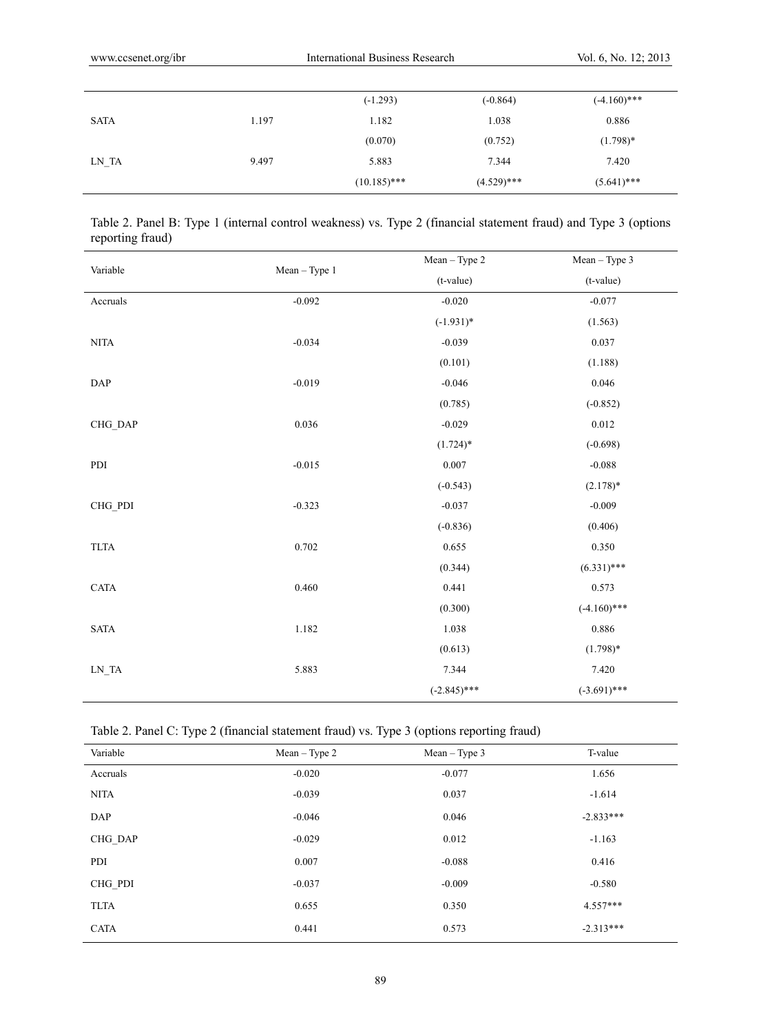| | | | | |
|---|---|---|---|---|
| | | (-1.293) | (-0.864) | (-4.160)*** |
| SATA | 1.197 | 1.182 | 1.038 | 0.886 |
| | | (0.070) | (0.752) | (1.798)* |
| LN_TA | 9.497 | 5.883 | 7.344 | 7.420 |
| | | (10.185)*** | (4.529)*** | (5.641)*** |

Table 2. Panel B: Type 1 (internal control weakness) vs. Type 2 (financial statement fraud) and Type 3 (options reporting fraud)

| Variable | Mean – Type 1 | Mean – Type 2 | Mean – Type 3 |
|---|---|---|---|
| | | (t-value) | (t-value) |
| Accruals | -0.092 | -0.020 | -0.077 |
| | | (-1.931)* | (1.563) |
| NITA | -0.034 | -0.039 | 0.037 |
| | | (0.101) | (1.188) |
| DAP | -0.019 | -0.046 | 0.046 |
| | | (0.785) | (-0.852) |
| CHG_DAP | 0.036 | -0.029 | 0.012 |
| | | (1.724)* | (-0.698) |
| PDI | -0.015 | 0.007 | -0.088 |
| | | (-0.543) | (2.178)* |
| CHG_PDI | -0.323 | -0.037 | -0.009 |
| | | (-0.836) | (0.406) |
| TLTA | 0.702 | 0.655 | 0.350 |
| | | (0.344) | (6.331)*** |
| CATA | 0.460 | 0.441 | 0.573 |
| | | (0.300) | (-4.160)*** |
| SATA | 1.182 | 1.038 | 0.886 |
| | | (0.613) | (1.798)* |
| LN_TA | 5.883 | 7.344 | 7.420 |
| | | (-2.845)*** | (-3.691)*** |

Table 2. Panel C: Type 2 (financial statement fraud) vs. Type 3 (options reporting fraud)

| Variable | Mean – Type 2 | Mean – Type 3 | T-value |
|---|---|---|---|
| Accruals | -0.020 | -0.077 | 1.656 |
| NITA | -0.039 | 0.037 | -1.614 |
| DAP | -0.046 | 0.046 | -2.833*** |
| CHG_DAP | -0.029 | 0.012 | -1.163 |
| PDI | 0.007 | -0.088 | 0.416 |
| CHG_PDI | -0.037 | -0.009 | -0.580 |
| TLTA | 0.655 | 0.350 | 4.557*** |
| CATA | 0.441 | 0.573 | -2.313*** |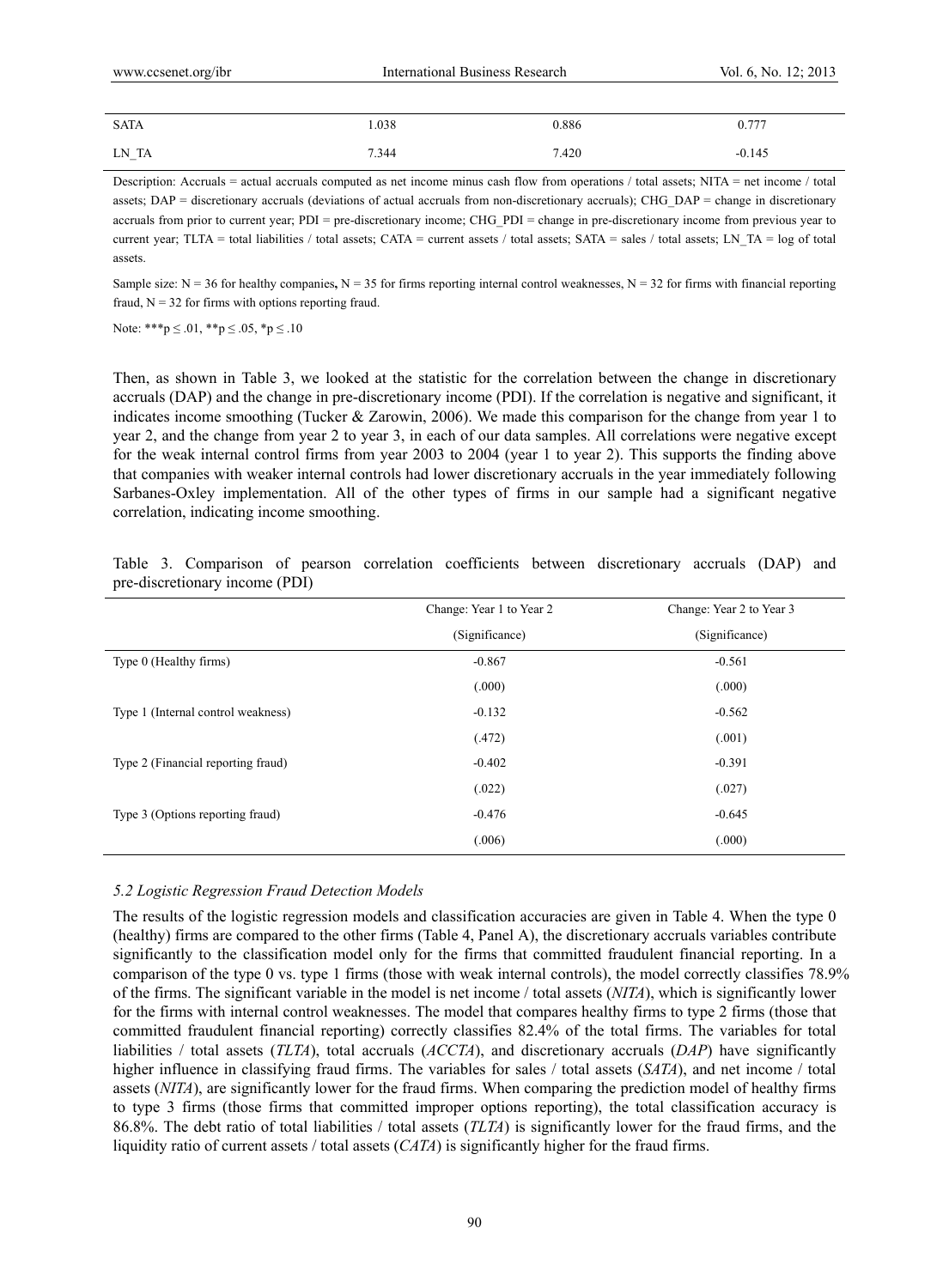| | | | |
|---|---|---|---|
| SATA | 1.038 | 0.886 | 0.777 |
| LN_TA | 7.344 | 7.420 | -0.145 |

Description: Accruals = actual accruals computed as net income minus cash flow from operations / total assets; NITA = net income / total assets; DAP = discretionary accruals (deviations of actual accruals from non-discretionary accruals); CHG_DAP = change in discretionary accruals from prior to current year; PDI = pre-discretionary income; CHG_PDI = change in pre-discretionary income from previous year to current year; TLTA = total liabilities / total assets; CATA = current assets / total assets; SATA = sales / total assets; LN_TA = log of total assets.

Sample size: N = 36 for healthy companies**,** N = 35 for firms reporting internal control weaknesses, N = 32 for firms with financial reporting fraud, N = 32 for firms with options reporting fraud.

Note: ***p ≤ .01, **p ≤ .05, *p ≤ .10

Then, as shown in Table 3, we looked at the statistic for the correlation between the change in discretionary accruals (DAP) and the change in pre-discretionary income (PDI). If the correlation is negative and significant, it indicates income smoothing (Tucker & Zarowin, 2006). We made this comparison for the change from year 1 to year 2, and the change from year 2 to year 3, in each of our data samples. All correlations were negative except for the weak internal control firms from year 2003 to 2004 (year 1 to year 2). This supports the finding above that companies with weaker internal controls had lower discretionary accruals in the year immediately following Sarbanes-Oxley implementation. All of the other types of firms in our sample had a significant negative correlation, indicating income smoothing.

Table 3. Comparison of pearson correlation coefficients between discretionary accruals (DAP) and pre-discretionary income (PDI)

| | Change: Year 1 to Year 2 (Significance) | Change: Year 2 to Year 3 (Significance) |
|---|---|---|
| Type 0 (Healthy firms) | -0.867 | -0.561 |
| | (.000) | (.000) |
| Type 1 (Internal control weakness) | -0.132 | -0.562 |
| | (.472) | (.001) |
| Type 2 (Financial reporting fraud) | -0.402 | -0.391 |
| | (.022) | (.027) |
| Type 3 (Options reporting fraud) | -0.476 | -0.645 |
| | (.006) | (.000) |

### *5.2 Logistic Regression Fraud Detection Models*

The results of the logistic regression models and classification accuracies are given in Table 4. When the type 0 (healthy) firms are compared to the other firms (Table 4, Panel A), the discretionary accruals variables contribute significantly to the classification model only for the firms that committed fraudulent financial reporting. In a comparison of the type 0 vs. type 1 firms (those with weak internal controls), the model correctly classifies 78.9% of the firms. The significant variable in the model is net income / total assets (*NITA*), which is significantly lower for the firms with internal control weaknesses. The model that compares healthy firms to type 2 firms (those that committed fraudulent financial reporting) correctly classifies 82.4% of the total firms. The variables for total liabilities / total assets (*TLTA*), total accruals (*ACCTA*), and discretionary accruals (*DAP*) have significantly higher influence in classifying fraud firms. The variables for sales / total assets (*SATA*), and net income / total assets (*NITA*), are significantly lower for the fraud firms. When comparing the prediction model of healthy firms to type 3 firms (those firms that committed improper options reporting), the total classification accuracy is 86.8%. The debt ratio of total liabilities / total assets (*TLTA*) is significantly lower for the fraud firms, and the liquidity ratio of current assets / total assets (*CATA*) is significantly higher for the fraud firms.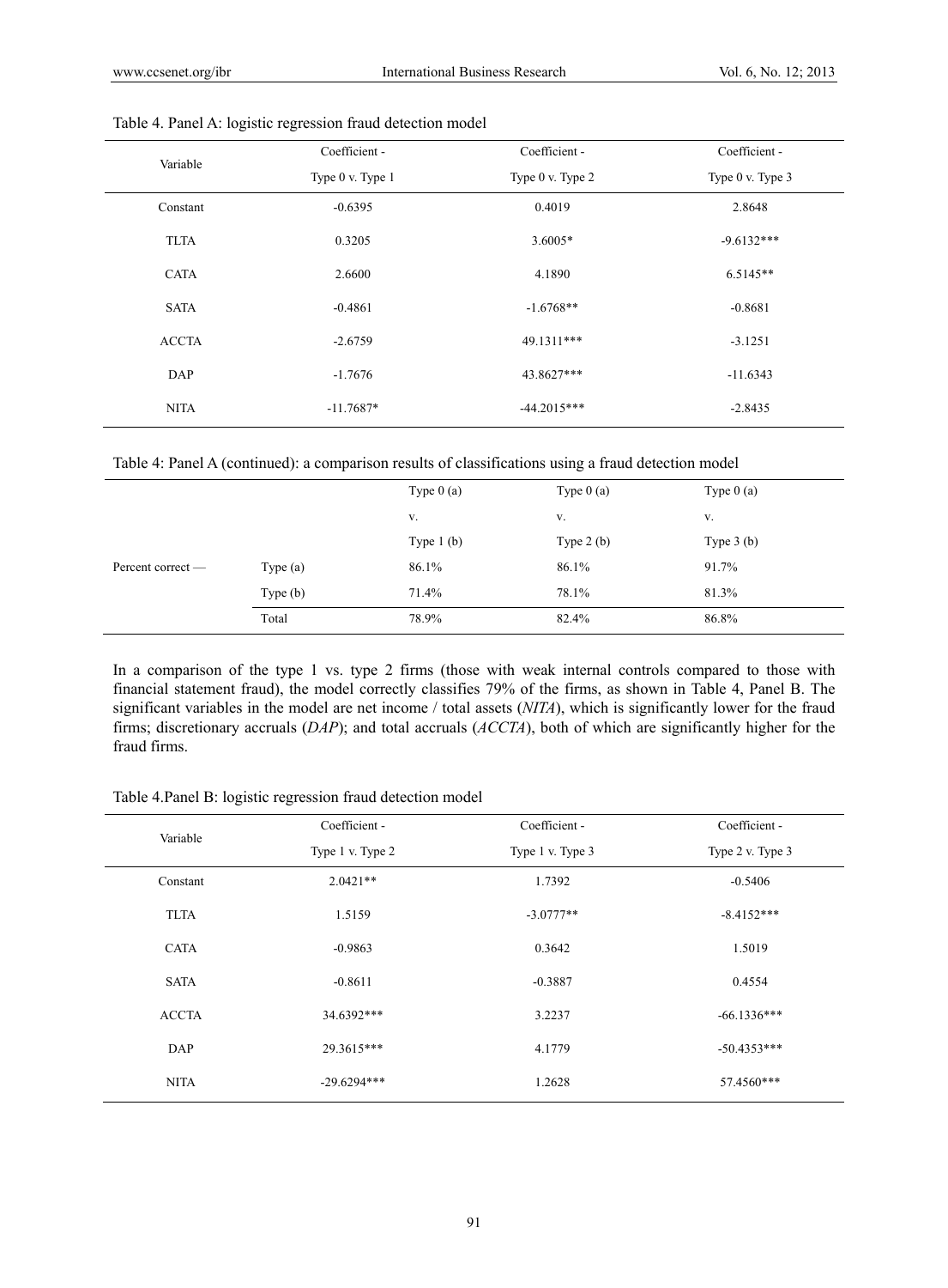Table 4. Panel A: logistic regression fraud detection model

| Variable | Coefficient - Type 0 v. Type 1 | Coefficient - Type 0 v. Type 2 | Coefficient - Type 0 v. Type 3 |
|---|---|---|---|
| Constant | -0.6395 | 0.4019 | 2.8648 |
| TLTA | 0.3205 | 3.6005* | -9.6132*** |
| CATA | 2.6600 | 4.1890 | 6.5145** |
| SATA | -0.4861 | -1.6768** | -0.8681 |
| ACCTA | -2.6759 | 49.1311*** | -3.1251 |
| DAP | -1.7676 | 43.8627*** | -11.6343 |
| NITA | -11.7687* | -44.2015*** | -2.8435 |

Table 4: Panel A (continued): a comparison results of classifications using a fraud detection model

| | | Type 0 (a) v. Type 1 (b) | Type 0 (a) v. Type 2 (b) | Type 0 (a) v. Type 3 (b) |
|---|---|---|---|---|
| Percent correct — | Type (a) | 86.1% | 86.1% | 91.7% |
| | Type (b) | 71.4% | 78.1% | 81.3% |
| | Total | 78.9% | 82.4% | 86.8% |

In a comparison of the type 1 vs. type 2 firms (those with weak internal controls compared to those with financial statement fraud), the model correctly classifies 79% of the firms, as shown in Table 4, Panel B. The significant variables in the model are net income / total assets (*NITA*), which is significantly lower for the fraud firms; discretionary accruals (*DAP*); and total accruals (*ACCTA*), both of which are significantly higher for the fraud firms.

Table 4.Panel B: logistic regression fraud detection model

| Variable | Coefficient - Type 1 v. Type 2 | Coefficient - Type 1 v. Type 3 | Coefficient - Type 2 v. Type 3 |
|---|---|---|---|
| Constant | 2.0421** | 1.7392 | -0.5406 |
| TLTA | 1.5159 | -3.0777** | -8.4152*** |
| CATA | -0.9863 | 0.3642 | 1.5019 |
| SATA | -0.8611 | -0.3887 | 0.4554 |
| ACCTA | 34.6392*** | 3.2237 | -66.1336*** |
| DAP | 29.3615*** | 4.1779 | -50.4353*** |
| NITA | -29.6294*** | 1.2628 | 57.4560*** |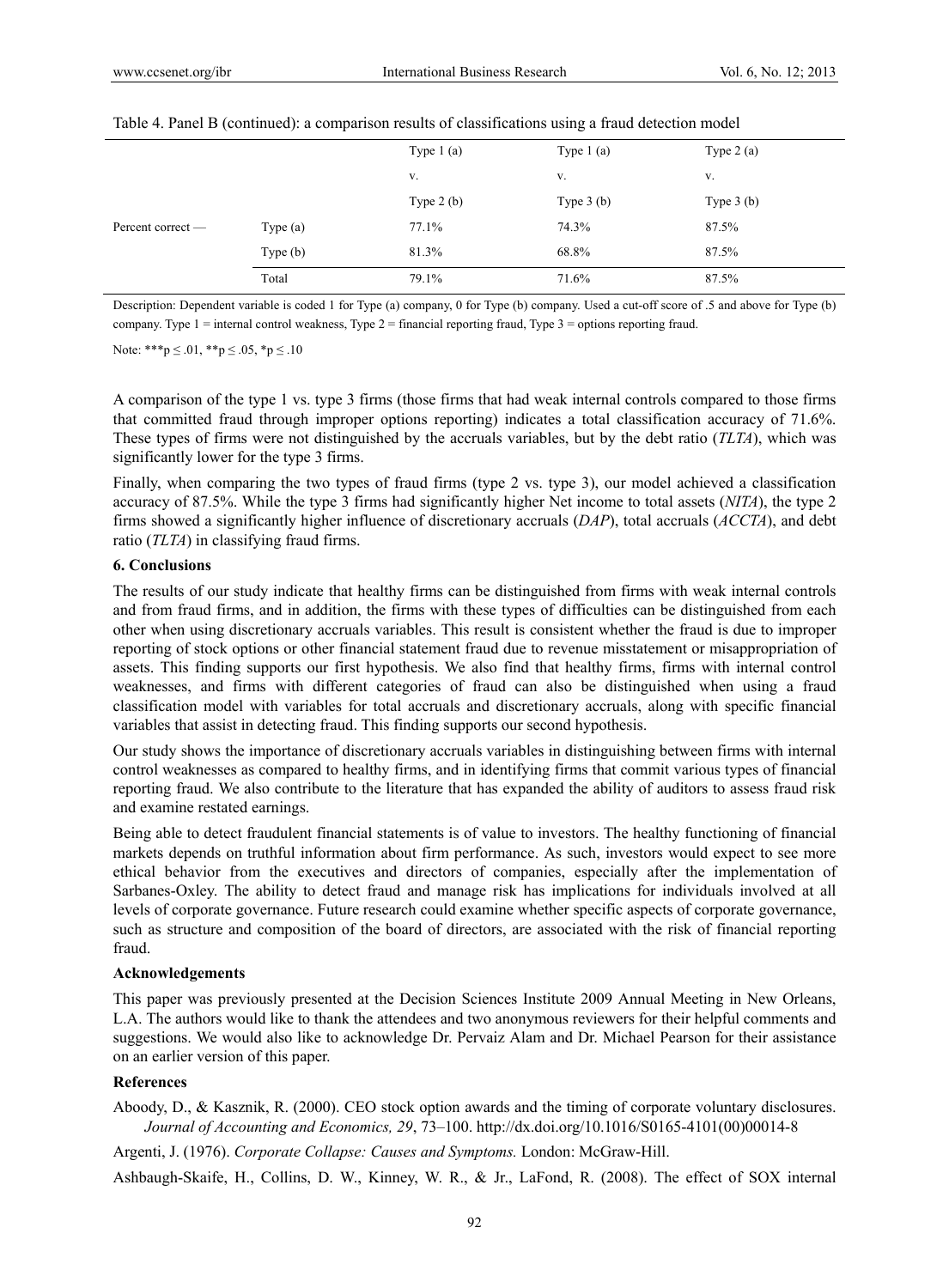Table 4. Panel B (continued): a comparison results of classifications using a fraud detection model

| | | Type 1 (a) v. Type 2 (b) | Type 1 (a) v. Type 3 (b) | Type 2 (a) v. Type 3 (b) |
|---|---|---|---|---|
| Percent correct — | Type (a) | 77.1% | 74.3% | 87.5% |
| | Type (b) | 81.3% | 68.8% | 87.5% |
| | Total | 79.1% | 71.6% | 87.5% |

Description: Dependent variable is coded 1 for Type (a) company, 0 for Type (b) company. Used a cut-off score of .5 and above for Type (b) company. Type 1 = internal control weakness, Type 2 = financial reporting fraud, Type 3 = options reporting fraud.

Note: ***p ≤ .01, **p ≤ .05, *p ≤ .10

A comparison of the type 1 vs. type 3 firms (those firms that had weak internal controls compared to those firms that committed fraud through improper options reporting) indicates a total classification accuracy of 71.6%. These types of firms were not distinguished by the accruals variables, but by the debt ratio (*TLTA*), which was significantly lower for the type 3 firms.

Finally, when comparing the two types of fraud firms (type 2 vs. type 3), our model achieved a classification accuracy of 87.5%. While the type 3 firms had significantly higher Net income to total assets (*NITA*), the type 2 firms showed a significantly higher influence of discretionary accruals (*DAP*), total accruals (*ACCTA*), and debt ratio (*TLTA*) in classifying fraud firms.

## 6. Conclusions

The results of our study indicate that healthy firms can be distinguished from firms with weak internal controls and from fraud firms, and in addition, the firms with these types of difficulties can be distinguished from each other when using discretionary accruals variables. This result is consistent whether the fraud is due to improper reporting of stock options or other financial statement fraud due to revenue misstatement or misappropriation of assets. This finding supports our first hypothesis. We also find that healthy firms, firms with internal control weaknesses, and firms with different categories of fraud can also be distinguished when using a fraud classification model with variables for total accruals and discretionary accruals, along with specific financial variables that assist in detecting fraud. This finding supports our second hypothesis.

Our study shows the importance of discretionary accruals variables in distinguishing between firms with internal control weaknesses as compared to healthy firms, and in identifying firms that commit various types of financial reporting fraud. We also contribute to the literature that has expanded the ability of auditors to assess fraud risk and examine restated earnings.

Being able to detect fraudulent financial statements is of value to investors. The healthy functioning of financial markets depends on truthful information about firm performance. As such, investors would expect to see more ethical behavior from the executives and directors of companies, especially after the implementation of Sarbanes-Oxley. The ability to detect fraud and manage risk has implications for individuals involved at all levels of corporate governance. Future research could examine whether specific aspects of corporate governance, such as structure and composition of the board of directors, are associated with the risk of financial reporting fraud.

## Acknowledgements

This paper was previously presented at the Decision Sciences Institute 2009 Annual Meeting in New Orleans, L.A. The authors would like to thank the attendees and two anonymous reviewers for their helpful comments and suggestions. We would also like to acknowledge Dr. Pervaiz Alam and Dr. Michael Pearson for their assistance on an earlier version of this paper.

## References

Aboody, D., & Kasznik, R. (2000). CEO stock option awards and the timing of corporate voluntary disclosures. *Journal of Accounting and Economics, 29*, 73–100. http://dx.doi.org/10.1016/S0165-4101(00)00014-8

Argenti, J. (1976). *Corporate Collapse: Causes and Symptoms.* London: McGraw-Hill.

Ashbaugh-Skaife, H., Collins, D. W., Kinney, W. R., & Jr., LaFond, R. (2008). The effect of SOX internal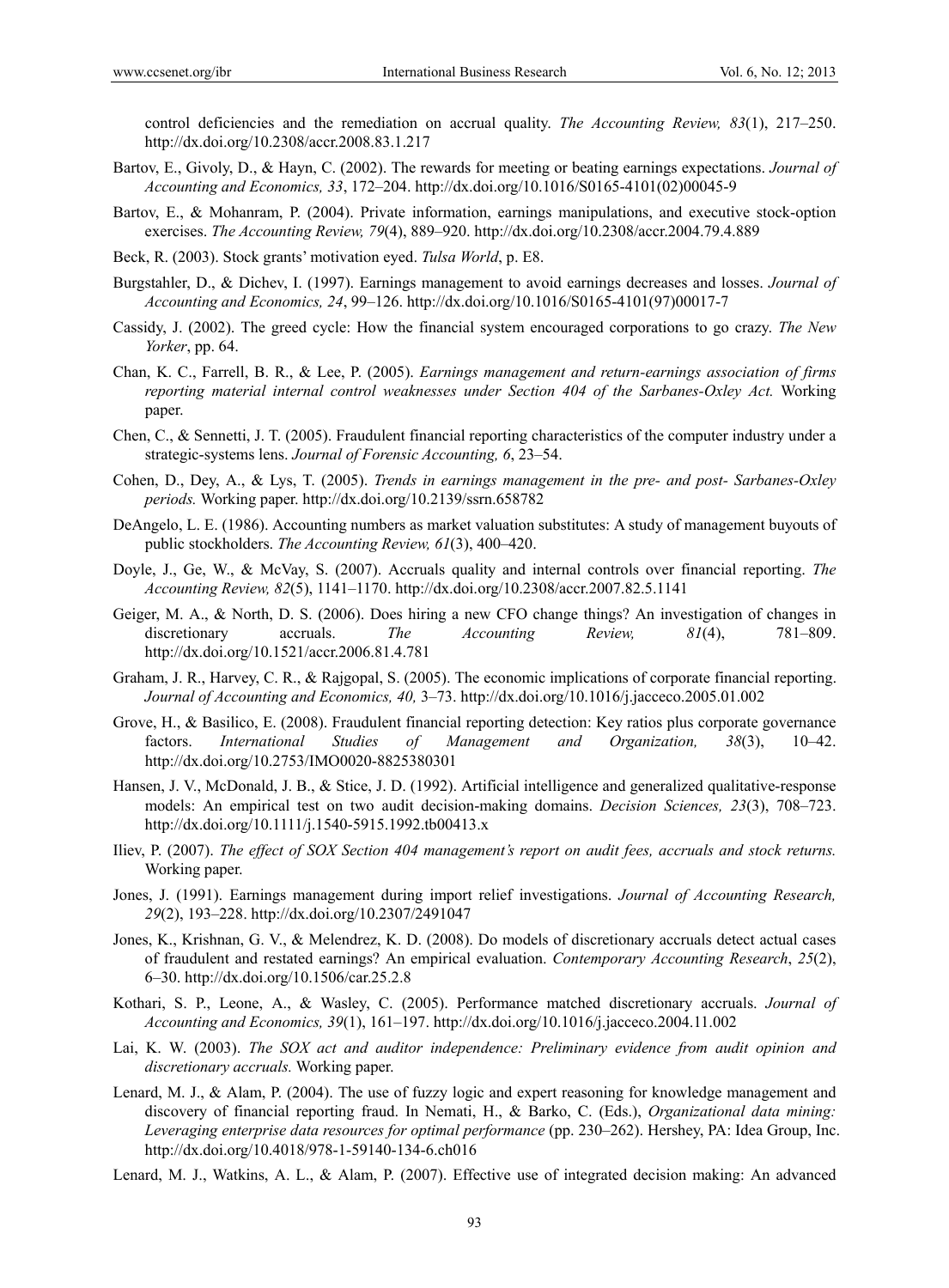control deficiencies and the remediation on accrual quality. *The Accounting Review, 83*(1), 217–250. http://dx.doi.org/10.2308/accr.2008.83.1.217

Bartov, E., Givoly, D., & Hayn, C. (2002). The rewards for meeting or beating earnings expectations. *Journal of Accounting and Economics, 33*, 172–204. http://dx.doi.org/10.1016/S0165-4101(02)00045-9

Bartov, E., & Mohanram, P. (2004). Private information, earnings manipulations, and executive stock-option exercises. *The Accounting Review, 79*(4), 889–920. http://dx.doi.org/10.2308/accr.2004.79.4.889

Beck, R. (2003). Stock grants' motivation eyed. *Tulsa World*, p. E8.

Burgstahler, D., & Dichev, I. (1997). Earnings management to avoid earnings decreases and losses. *Journal of Accounting and Economics, 24*, 99–126. http://dx.doi.org/10.1016/S0165-4101(97)00017-7

Cassidy, J. (2002). The greed cycle: How the financial system encouraged corporations to go crazy. *The New Yorker*, pp. 64.

Chan, K. C., Farrell, B. R., & Lee, P. (2005). *Earnings management and return-earnings association of firms reporting material internal control weaknesses under Section 404 of the Sarbanes-Oxley Act.* Working paper.

Chen, C., & Sennetti, J. T. (2005). Fraudulent financial reporting characteristics of the computer industry under a strategic-systems lens. *Journal of Forensic Accounting, 6*, 23–54.

Cohen, D., Dey, A., & Lys, T. (2005). *Trends in earnings management in the pre- and post- Sarbanes-Oxley periods.* Working paper. http://dx.doi.org/10.2139/ssrn.658782

DeAngelo, L. E. (1986). Accounting numbers as market valuation substitutes: A study of management buyouts of public stockholders. *The Accounting Review, 61*(3), 400–420.

Doyle, J., Ge, W., & McVay, S. (2007). Accruals quality and internal controls over financial reporting. *The Accounting Review, 82*(5), 1141–1170. http://dx.doi.org/10.2308/accr.2007.82.5.1141

Geiger, M. A., & North, D. S. (2006). Does hiring a new CFO change things? An investigation of changes in discretionary accruals. *The Accounting Review, 81*(4), 781–809. http://dx.doi.org/10.1521/accr.2006.81.4.781

Graham, J. R., Harvey, C. R., & Rajgopal, S. (2005). The economic implications of corporate financial reporting. *Journal of Accounting and Economics, 40,* 3–73. http://dx.doi.org/10.1016/j.jacceco.2005.01.002

Grove, H., & Basilico, E. (2008). Fraudulent financial reporting detection: Key ratios plus corporate governance factors. *International Studies of Management and Organization, 38*(3), 10–42. http://dx.doi.org/10.2753/IMO0020-8825380301

Hansen, J. V., McDonald, J. B., & Stice, J. D. (1992). Artificial intelligence and generalized qualitative-response models: An empirical test on two audit decision-making domains. *Decision Sciences, 23*(3), 708–723. http://dx.doi.org/10.1111/j.1540-5915.1992.tb00413.x

Iliev, P. (2007). *The effect of SOX Section 404 management's report on audit fees, accruals and stock returns.* Working paper.

Jones, J. (1991). Earnings management during import relief investigations. *Journal of Accounting Research, 29*(2), 193–228. http://dx.doi.org/10.2307/2491047

Jones, K., Krishnan, G. V., & Melendrez, K. D. (2008). Do models of discretionary accruals detect actual cases of fraudulent and restated earnings? An empirical evaluation. *Contemporary Accounting Research*, *25*(2), 6–30. http://dx.doi.org/10.1506/car.25.2.8

Kothari, S. P., Leone, A., & Wasley, C. (2005). Performance matched discretionary accruals. *Journal of Accounting and Economics, 39*(1), 161–197. http://dx.doi.org/10.1016/j.jacceco.2004.11.002

Lai, K. W. (2003). *The SOX act and auditor independence: Preliminary evidence from audit opinion and discretionary accruals.* Working paper.

Lenard, M. J., & Alam, P. (2004). The use of fuzzy logic and expert reasoning for knowledge management and discovery of financial reporting fraud. In Nemati, H., & Barko, C. (Eds.), *Organizational data mining: Leveraging enterprise data resources for optimal performance* (pp. 230–262). Hershey, PA: Idea Group, Inc. http://dx.doi.org/10.4018/978-1-59140-134-6.ch016

Lenard, M. J., Watkins, A. L., & Alam, P. (2007). Effective use of integrated decision making: An advanced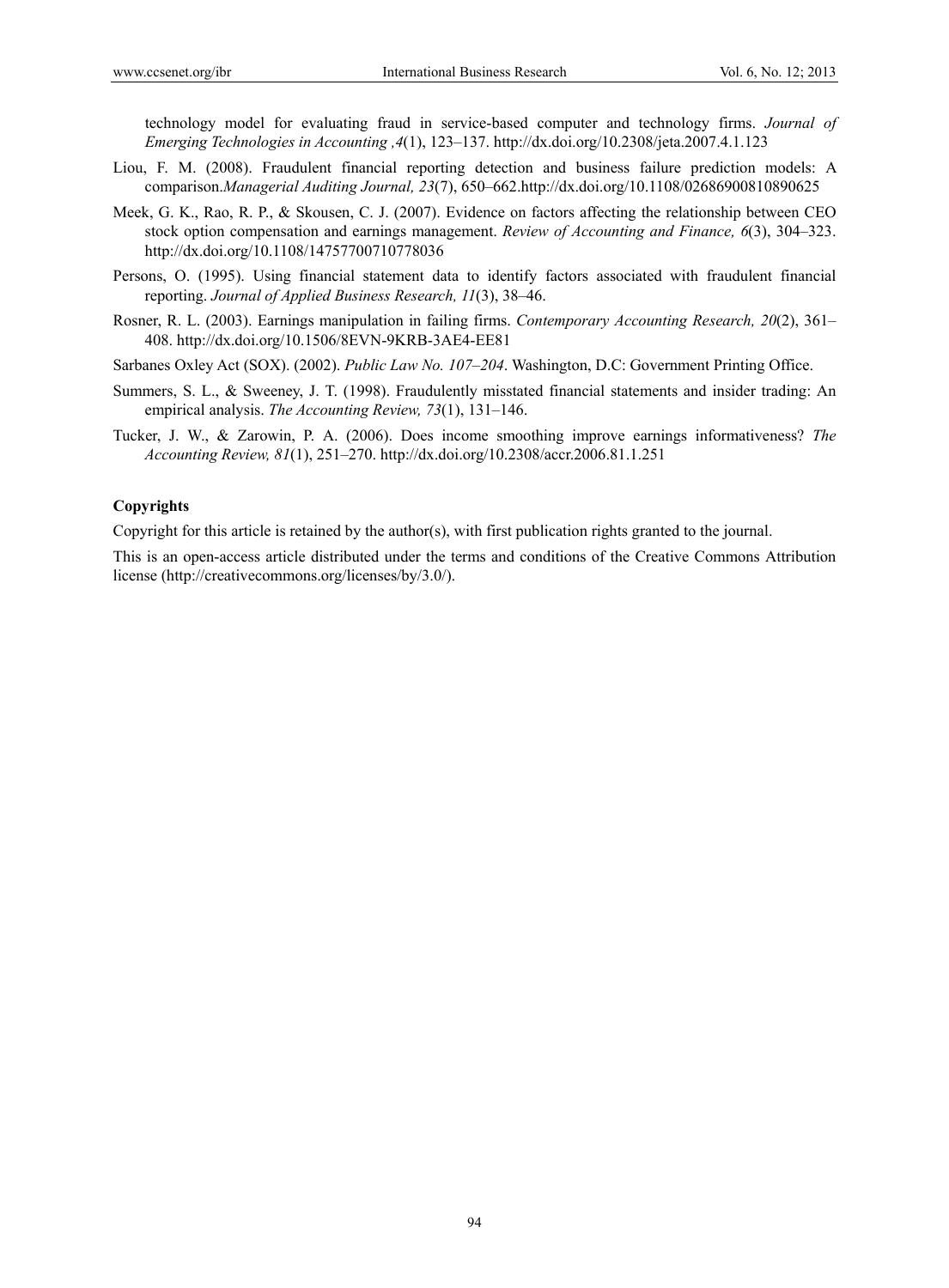technology model for evaluating fraud in service-based computer and technology firms. *Journal of Emerging Technologies in Accounting ,4*(1), 123–137. http://dx.doi.org/10.2308/jeta.2007.4.1.123

Liou, F. M. (2008). Fraudulent financial reporting detection and business failure prediction models: A comparison.*Managerial Auditing Journal, 23*(7), 650–662.http://dx.doi.org/10.1108/02686900810890625

Meek, G. K., Rao, R. P., & Skousen, C. J. (2007). Evidence on factors affecting the relationship between CEO stock option compensation and earnings management. *Review of Accounting and Finance, 6*(3), 304–323. http://dx.doi.org/10.1108/14757700710778036

Persons, O. (1995). Using financial statement data to identify factors associated with fraudulent financial reporting. *Journal of Applied Business Research, 11*(3), 38–46.

Rosner, R. L. (2003). Earnings manipulation in failing firms. *Contemporary Accounting Research, 20*(2), 361–408. http://dx.doi.org/10.1506/8EVN-9KRB-3AE4-EE81

Sarbanes Oxley Act (SOX). (2002). *Public Law No. 107–204*. Washington, D.C: Government Printing Office.

Summers, S. L., & Sweeney, J. T. (1998). Fraudulently misstated financial statements and insider trading: An empirical analysis. *The Accounting Review, 73*(1), 131–146.

Tucker, J. W., & Zarowin, P. A. (2006). Does income smoothing improve earnings informativeness? *The Accounting Review, 81*(1), 251–270. http://dx.doi.org/10.2308/accr.2006.81.1.251

**Copyrights**

Copyright for this article is retained by the author(s), with first publication rights granted to the journal.

This is an open-access article distributed under the terms and conditions of the Creative Commons Attribution license (http://creativecommons.org/licenses/by/3.0/).